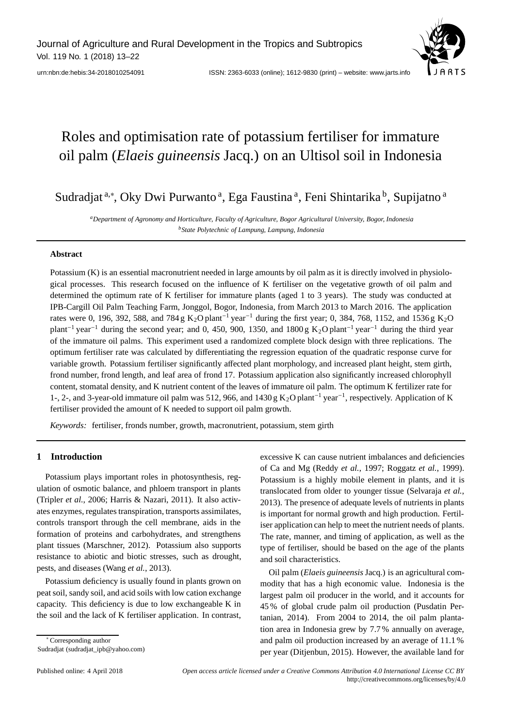# Roles and optimisation rate of potassium fertiliser for immature oil palm (*Elaeis guineensis* Jacq.) on an Ultisol soil in Indonesia

Sudradjat [a,*], Oky Dwi Purwanto [a], Ega Faustina [a], Feni Shintarika [b], Supijatno [a]

[a] *Department of Agronomy and Horticulture, Faculty of Agriculture, Bogor Agricultural University, Bogor, Indonesia*
[b] *State Polytechnic of Lampung, Lampung, Indonesia*

## Abstract

Potassium (K) is an essential macronutrient needed in large amounts by oil palm as it is directly involved in physiological processes. This research focused on the influence of K fertiliser on the vegetative growth of oil palm and determined the optimum rate of K fertiliser for immature plants (aged 1 to 3 years). The study was conducted at IPB-Cargill Oil Palm Teaching Farm, Jonggol, Bogor, Indonesia, from March 2013 to March 2016. The application rates were 0, 196, 392, 588, and 784 g $K_2O$ plant$^{-1}$ year$^{-1}$ during the first year; 0, 384, 768, 1152, and 1536 g $K_2O$ plant$^{-1}$ year$^{-1}$ during the second year; and 0, 450, 900, 1350, and 1800 g $K_2O$ plant$^{-1}$ year$^{-1}$ during the third year of the immature oil palms. This experiment used a randomized complete block design with three replications. The optimum fertiliser rate was calculated by differentiating the regression equation of the quadratic response curve for variable growth. Potassium fertiliser significantly affected plant morphology, and increased plant height, stem girth, frond number, frond length, and leaf area of frond 17. Potassium application also significantly increased chlorophyll content, stomatal density, and K nutrient content of the leaves of immature oil palm. The optimum K fertilizer rate for 1-, 2-, and 3-year-old immature oil palm was 512, 966, and 1430 g $K_2O$ plant$^{-1}$ year$^{-1}$, respectively. Application of K fertiliser provided the amount of K needed to support oil palm growth.

*Keywords:* fertiliser, fronds number, growth, macronutrient, potassium, stem girth

## 1 Introduction

Potassium plays important roles in photosynthesis, regulation of osmotic balance, and phloem transport in plants (Tripler *et al.*, 2006; Harris & Nazari, 2011). It also activates enzymes, regulates transpiration, transports assimilates, controls transport through the cell membrane, aids in the formation of proteins and carbohydrates, and strengthens plant tissues (Marschner, 2012). Potassium also supports resistance to abiotic and biotic stresses, such as drought, pests, and diseases (Wang *et al.*, 2013).

Potassium deficiency is usually found in plants grown on peat soil, sandy soil, and acid soils with low cation exchange capacity. This deficiency is due to low exchangeable K in the soil and the lack of K fertiliser application. In contrast, excessive K can cause nutrient imbalances and deficiencies of Ca and Mg (Reddy *et al.*, 1997; Roggatz *et al.*, 1999). Potassium is a highly mobile element in plants, and it is translocated from older to younger tissue (Selvaraja *et al.*, 2013). The presence of adequate levels of nutrients in plants is important for normal growth and high production. Fertiliser application can help to meet the nutrient needs of plants. The rate, manner, and timing of application, as well as the type of fertiliser, should be based on the age of the plants and soil characteristics.

Oil palm (*Elaeis guineensis* Jacq.) is an agricultural commodity that has a high economic value. Indonesia is the largest palm oil producer in the world, and it accounts for 45 % of global crude palm oil production (Pusdatin Pertanian, 2014). From 2004 to 2014, the oil palm plantation area in Indonesia grew by 7.7 % annually on average, and palm oil production increased by an average of 11.1 % per year (Ditjenbun, 2015). However, the available land for

---

[*] Corresponding author
Sudradjat (sudradjat_ipb@yahoo.com)

Published online: 4 April 2018

*Open access article licensed under a Creative Commons Attribution 4.0 International License CC BY*
http://creativecommons.org/licenses/by/4.0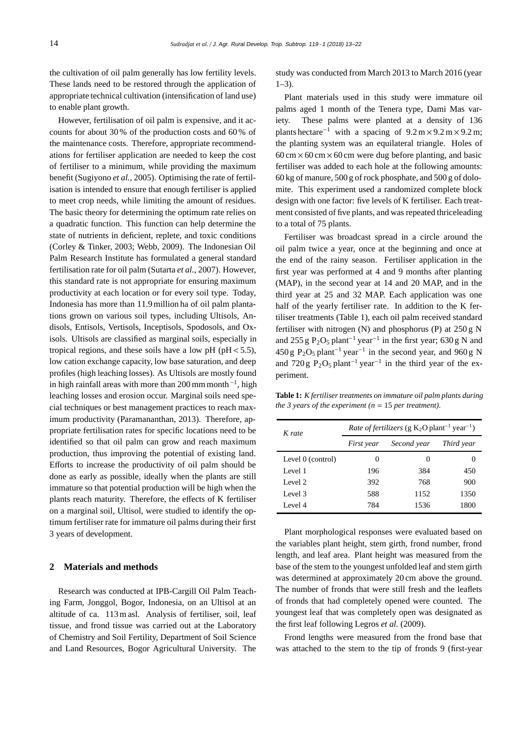the cultivation of oil palm generally has low fertility levels. These lands need to be restored through the application of appropriate technical cultivation (intensification of land use) to enable plant growth.

However, fertilisation of oil palm is expensive, and it accounts for about 30 % of the production costs and 60 % of the maintenance costs. Therefore, appropriate recommendations for fertiliser application are needed to keep the cost of fertiliser to a minimum, while providing the maximum benefit (Sugiyono *et al.*, 2005). Optimising the rate of fertilisation is intended to ensure that enough fertiliser is applied to meet crop needs, while limiting the amount of residues. The basic theory for determining the optimum rate relies on a quadratic function. This function can help determine the state of nutrients in deficient, replete, and toxic conditions (Corley & Tinker, 2003; Webb, 2009). The Indonesian Oil Palm Research Institute has formulated a general standard fertilisation rate for oil palm (Sutarta *et al.*, 2007). However, this standard rate is not appropriate for ensuring maximum productivity at each location or for every soil type. Today, Indonesia has more than 11.9 million ha of oil palm plantations grown on various soil types, including Ultisols, Andisols, Entisols, Vertisols, Inceptisols, Spodosols, and Oxisols. Ultisols are classified as marginal soils, especially in tropical regions, and these soils have a low pH (pH < 5.5), low cation exchange capacity, low base saturation, and deep profiles (high leaching losses). As Ultisols are mostly found in high rainfall areas with more than 200 mm month$^{-1}$, high leaching losses and erosion occur. Marginal soils need special techniques or best management practices to reach maximum productivity (Paramananthan, 2013). Therefore, appropriate fertilisation rates for specific locations need to be identified so that oil palm can grow and reach maximum production, thus improving the potential of existing land. Efforts to increase the productivity of oil palm should be done as early as possible, ideally when the plants are still immature so that potential production will be high when the plants reach maturity. Therefore, the effects of K fertiliser on a marginal soil, Ultisol, were studied to identify the optimum fertiliser rate for immature oil palms during their first 3 years of development.

## 2 Materials and methods

Research was conducted at IPB-Cargill Oil Palm Teaching Farm, Jonggol, Bogor, Indonesia, on an Ultisol at an altitude of ca. 113 m asl. Analysis of fertiliser, soil, leaf tissue, and frond tissue was carried out at the Laboratory of Chemistry and Soil Fertility, Department of Soil Science and Land Resources, Bogor Agricultural University. The study was conducted from March 2013 to March 2016 (year 1–3).

Plant materials used in this study were immature oil palms aged 1 month of the Tenera type, Dami Mas variety. These palms were planted at a density of 136 plants hectare$^{-1}$ with a spacing of 9.2 m × 9.2 m × 9.2 m; the planting system was an equilateral triangle. Holes of 60 cm × 60 cm × 60 cm were dug before planting, and basic fertiliser was added to each hole at the following amounts: 60 kg of manure, 500 g of rock phosphate, and 500 g of dolomite. This experiment used a randomized complete block design with one factor: five levels of K fertiliser. Each treatment consisted of five plants, and was repeated thriceleading to a total of 75 plants.

Fertiliser was broadcast spread in a circle around the oil palm twice a year, once at the beginning and once at the end of the rainy season. Fertiliser application in the first year was performed at 4 and 9 months after planting (MAP), in the second year at 14 and 20 MAP, and in the third year at 25 and 32 MAP. Each application was one half of the yearly fertiliser rate. In addition to the K fertiliser treatments (Table 1), each oil palm received standard fertiliser with nitrogen (N) and phosphorus (P) at 250 g N and 255 g $P_2O_5$ plant$^{-1}$ year$^{-1}$ in the first year; 630 g N and 450 g $P_2O_5$ plant$^{-1}$ year$^{-1}$ in the second year, and 960 g N and 720 g $P_2O_5$ plant$^{-1}$ year$^{-1}$ in the third year of the experiment.

**Table 1:** *K fertiliser treatments on immature oil palm plants during the 3 years of the experiment (n = 15 per treatment).*

| *K rate* | *Rate of fertilizers* (g $K_2O$ plant$^{-1}$ year$^{-1}$) | | |
|---|---|---|---|
| | *First year* | *Second year* | *Third year* |
| Level 0 (control) | 0 | 0 | 0 |
| Level 1 | 196 | 384 | 450 |
| Level 2 | 392 | 768 | 900 |
| Level 3 | 588 | 1152 | 1350 |
| Level 4 | 784 | 1536 | 1800 |

Plant morphological responses were evaluated based on the variables plant height, stem girth, frond number, frond length, and leaf area. Plant height was measured from the base of the stem to the youngest unfolded leaf and stem girth was determined at approximately 20 cm above the ground. The number of fronds that were still fresh and the leaflets of fronds that had completely opened were counted. The youngest leaf that was completely open was designated as the first leaf following Legros *et al.* (2009).

Frond lengths were measured from the frond base that was attached to the stem to the tip of fronds 9 (first-year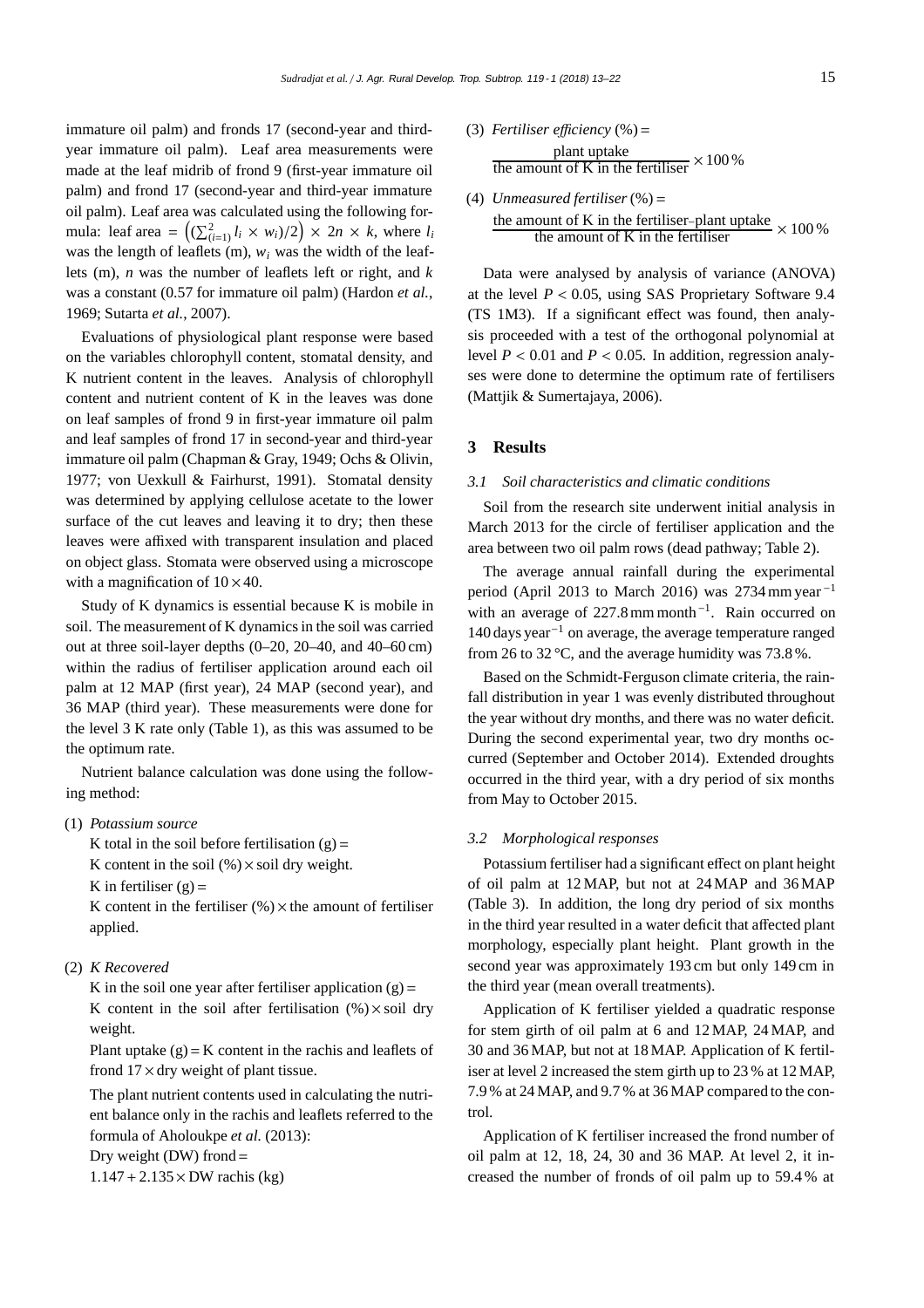immature oil palm) and fronds 17 (second-year and third-year immature oil palm). Leaf area measurements were made at the leaf midrib of frond 9 (first-year immature oil palm) and frond 17 (second-year and third-year immature oil palm). Leaf area was calculated using the following formula: leaf area $= \left( (\sum_{(i=1)}^{2} l_i \times w_i)/2 \right) \times 2n \times k$, where $l_i$ was the length of leaflets (m), $w_i$ was the width of the leaflets (m), $n$ was the number of leaflets left or right, and $k$ was a constant (0.57 for immature oil palm) (Hardon *et al.*, 1969; Sutarta *et al.*, 2007).

Evaluations of physiological plant response were based on the variables chlorophyll content, stomatal density, and K nutrient content in the leaves. Analysis of chlorophyll content and nutrient content of K in the leaves was done on leaf samples of frond 9 in first-year immature oil palm and leaf samples of frond 17 in second-year and third-year immature oil palm (Chapman & Gray, 1949; Ochs & Olivin, 1977; von Uexkull & Fairhurst, 1991). Stomatal density was determined by applying cellulose acetate to the lower surface of the cut leaves and leaving it to dry; then these leaves were affixed with transparent insulation and placed on object glass. Stomata were observed using a microscope with a magnification of $10 \times 40$.

Study of K dynamics is essential because K is mobile in soil. The measurement of K dynamics in the soil was carried out at three soil-layer depths (0–20, 20–40, and 40–60 cm) within the radius of fertiliser application around each oil palm at 12 MAP (first year), 24 MAP (second year), and 36 MAP (third year). These measurements were done for the level 3 K rate only (Table 1), as this was assumed to be the optimum rate.

Nutrient balance calculation was done using the following method:

(1) *Potassium source*

K total in the soil before fertilisation (g) =
K content in the soil (%) × soil dry weight.
K in fertiliser (g) =
K content in the fertiliser (%) × the amount of fertiliser applied.

(2) *K Recovered*

K in the soil one year after fertiliser application (g) =
K content in the soil after fertilisation (%) × soil dry weight.
Plant uptake (g) = K content in the rachis and leaflets of frond 17 × dry weight of plant tissue.
The plant nutrient contents used in calculating the nutrient balance only in the rachis and leaflets referred to the formula of Aholoukpe *et al.* (2013):
Dry weight (DW) frond =
$1.147 + 2.135 \times$ DW rachis (kg)

(3) *Fertiliser efficiency* (%) =

$$\frac{\text{plant uptake}}{\text{the amount of K in the fertiliser}} \times 100\,\%$$

(4) *Unmeasured fertiliser* (%) =

$$\frac{\text{the amount of K in the fertiliser–plant uptake}}{\text{the amount of K in the fertiliser}} \times 100\,\%$$

Data were analysed by analysis of variance (ANOVA) at the level $P < 0.05$, using SAS Proprietary Software 9.4 (TS 1M3). If a significant effect was found, then analysis proceeded with a test of the orthogonal polynomial at level $P < 0.01$ and $P < 0.05$. In addition, regression analyses were done to determine the optimum rate of fertilisers (Mattjik & Sumertajaya, 2006).

## 3 Results

### *3.1 Soil characteristics and climatic conditions*

Soil from the research site underwent initial analysis in March 2013 for the circle of fertiliser application and the area between two oil palm rows (dead pathway; Table 2).

The average annual rainfall during the experimental period (April 2013 to March 2016) was 2734 mm year$^{-1}$ with an average of 227.8 mm month$^{-1}$. Rain occurred on 140 days year$^{-1}$ on average, the average temperature ranged from 26 to 32 °C, and the average humidity was 73.8 %.

Based on the Schmidt-Ferguson climate criteria, the rainfall distribution in year 1 was evenly distributed throughout the year without dry months, and there was no water deficit. During the second experimental year, two dry months occurred (September and October 2014). Extended droughts occurred in the third year, with a dry period of six months from May to October 2015.

### *3.2 Morphological responses*

Potassium fertiliser had a significant effect on plant height of oil palm at 12 MAP, but not at 24 MAP and 36 MAP (Table 3). In addition, the long dry period of six months in the third year resulted in a water deficit that affected plant morphology, especially plant height. Plant growth in the second year was approximately 193 cm but only 149 cm in the third year (mean overall treatments).

Application of K fertiliser yielded a quadratic response for stem girth of oil palm at 6 and 12 MAP, 24 MAP, and 30 and 36 MAP, but not at 18 MAP. Application of K fertiliser at level 2 increased the stem girth up to 23 % at 12 MAP, 7.9 % at 24 MAP, and 9.7 % at 36 MAP compared to the control.

Application of K fertiliser increased the frond number of oil palm at 12, 18, 24, 30 and 36 MAP. At level 2, it increased the number of fronds of oil palm up to 59.4 % at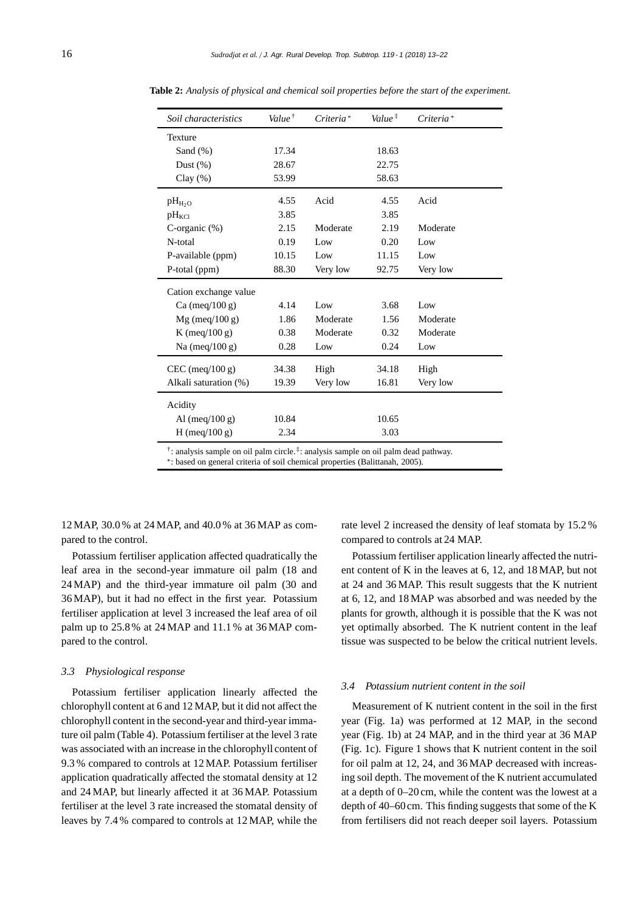**Table 2:** *Analysis of physical and chemical soil properties before the start of the experiment.*

| *Soil characteristics* | *Value*[†] | *Criteria*[*] | *Value*[‡] | *Criteria*[*] |
|---|---|---|---|---|
| Texture | | | | |
| Sand (%) | 17.34 | | 18.63 | |
| Dust (%) | 28.67 | | 22.75 | |
| Clay (%) | 53.99 | | 58.63 | |
| $pH_{H_2O}$ | 4.55 | Acid | 4.55 | Acid |
| $pH_{KCl}$ | 3.85 | | 3.85 | |
| C-organic (%) | 2.15 | Moderate | 2.19 | Moderate |
| N-total | 0.19 | Low | 0.20 | Low |
| P-available (ppm) | 10.15 | Low | 11.15 | Low |
| P-total (ppm) | 88.30 | Very low | 92.75 | Very low |
| Cation exchange value | | | | |
| Ca (meq/100 g) | 4.14 | Low | 3.68 | Low |
| Mg (meq/100 g) | 1.86 | Moderate | 1.56 | Moderate |
| K (meq/100 g) | 0.38 | Moderate | 0.32 | Moderate |
| Na (meq/100 g) | 0.28 | Low | 0.24 | Low |
| CEC (meq/100 g) | 34.38 | High | 34.18 | High |
| Alkali saturation (%) | 19.39 | Very low | 16.81 | Very low |
| Acidity | | | | |
| Al (meq/100 g) | 10.84 | | 10.65 | |
| H (meq/100 g) | 2.34 | | 3.03 | |

[†]: analysis sample on oil palm circle. [‡]: analysis sample on oil palm dead pathway.
[*]: based on general criteria of soil chemical properties (Balittanah, 2005).

12 MAP, 30.0 % at 24 MAP, and 40.0 % at 36 MAP as compared to the control.

Potassium fertiliser application affected quadratically the leaf area in the second-year immature oil palm (18 and 24 MAP) and the third-year immature oil palm (30 and 36 MAP), but it had no effect in the first year. Potassium fertiliser application at level 3 increased the leaf area of oil palm up to 25.8 % at 24 MAP and 11.1 % at 36 MAP compared to the control.

### *3.3 Physiological response*

Potassium fertiliser application linearly affected the chlorophyll content at 6 and 12 MAP, but it did not affect the chlorophyll content in the second-year and third-year immature oil palm (Table 4). Potassium fertiliser at the level 3 rate was associated with an increase in the chlorophyll content of 9.3 % compared to controls at 12 MAP. Potassium fertiliser application quadratically affected the stomatal density at 12 and 24 MAP, but linearly affected it at 36 MAP. Potassium fertiliser at the level 3 rate increased the stomatal density of leaves by 7.4 % compared to controls at 12 MAP, while the rate level 2 increased the density of leaf stomata by 15.2 % compared to controls at 24 MAP.

Potassium fertiliser application linearly affected the nutrient content of K in the leaves at 6, 12, and 18 MAP, but not at 24 and 36 MAP. This result suggests that the K nutrient at 6, 12, and 18 MAP was absorbed and was needed by the plants for growth, although it is possible that the K was not yet optimally absorbed. The K nutrient content in the leaf tissue was suspected to be below the critical nutrient levels.

### *3.4 Potassium nutrient content in the soil*

Measurement of K nutrient content in the soil in the first year (Fig. 1a) was performed at 12 MAP, in the second year (Fig. 1b) at 24 MAP, and in the third year at 36 MAP (Fig. 1c). Figure 1 shows that K nutrient content in the soil for oil palm at 12, 24, and 36 MAP decreased with increasing soil depth. The movement of the K nutrient accumulated at a depth of 0–20 cm, while the content was the lowest at a depth of 40–60 cm. This finding suggests that some of the K from fertilisers did not reach deeper soil layers. Potassium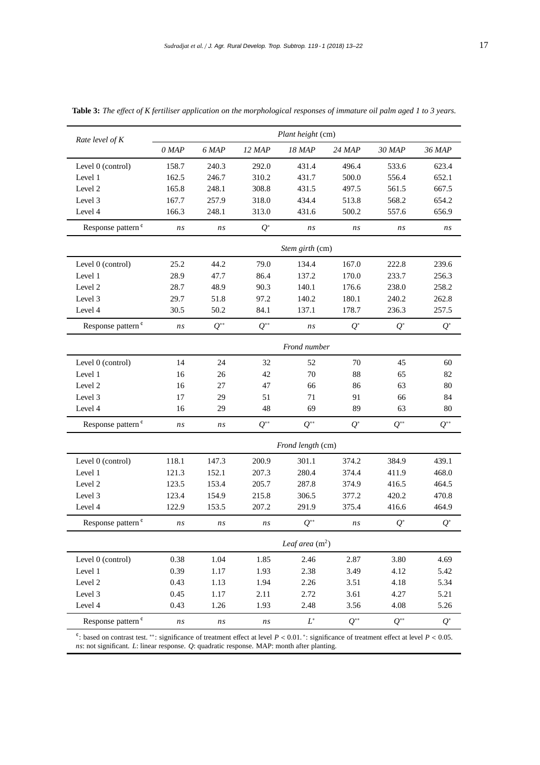**Table 3:** *The effect of K fertiliser application on the morphological responses of immature oil palm aged 1 to 3 years.*

| *Rate level of K* | *Plant height* (cm) | | | | | | |
|---|---|---|---|---|---|---|---|
| | *0 MAP* | *6 MAP* | *12 MAP* | *18 MAP* | *24 MAP* | *30 MAP* | *36 MAP* |
| Level 0 (control) | 158.7 | 240.3 | 292.0 | 431.4 | 496.4 | 533.6 | 623.4 |
| Level 1 | 162.5 | 246.7 | 310.2 | 431.7 | 500.0 | 556.4 | 652.1 |
| Level 2 | 165.8 | 248.1 | 308.8 | 431.5 | 497.5 | 561.5 | 667.5 |
| Level 3 | 167.7 | 257.9 | 318.0 | 434.4 | 513.8 | 568.2 | 654.2 |
| Level 4 | 166.3 | 248.1 | 313.0 | 431.6 | 500.2 | 557.6 | 656.9 |
| Response pattern ¢ | *ns* | *ns* | $Q^{*}$ | *ns* | *ns* | *ns* | *ns* |
| | *Stem girth* (cm) | | | | | | |
| Level 0 (control) | 25.2 | 44.2 | 79.0 | 134.4 | 167.0 | 222.8 | 239.6 |
| Level 1 | 28.9 | 47.7 | 86.4 | 137.2 | 170.0 | 233.7 | 256.3 |
| Level 2 | 28.7 | 48.9 | 90.3 | 140.1 | 176.6 | 238.0 | 258.2 |
| Level 3 | 29.7 | 51.8 | 97.2 | 140.2 | 180.1 | 240.2 | 262.8 |
| Level 4 | 30.5 | 50.2 | 84.1 | 137.1 | 178.7 | 236.3 | 257.5 |
| Response pattern ¢ | *ns* | $Q^{**}$ | $Q^{**}$ | *ns* | $Q^{*}$ | $Q^{*}$ | $Q^{*}$ |
| | *Frond number* | | | | | | |
| Level 0 (control) | 14 | 24 | 32 | 52 | 70 | 45 | 60 |
| Level 1 | 16 | 26 | 42 | 70 | 88 | 65 | 82 |
| Level 2 | 16 | 27 | 47 | 66 | 86 | 63 | 80 |
| Level 3 | 17 | 29 | 51 | 71 | 91 | 66 | 84 |
| Level 4 | 16 | 29 | 48 | 69 | 89 | 63 | 80 |
| Response pattern ¢ | *ns* | *ns* | $Q^{**}$ | $Q^{**}$ | $Q^{*}$ | $Q^{**}$ | $Q^{**}$ |
| | *Frond length* (cm) | | | | | | |
| Level 0 (control) | 118.1 | 147.3 | 200.9 | 301.1 | 374.2 | 384.9 | 439.1 |
| Level 1 | 121.3 | 152.1 | 207.3 | 280.4 | 374.4 | 411.9 | 468.0 |
| Level 2 | 123.5 | 153.4 | 205.7 | 287.8 | 374.9 | 416.5 | 464.5 |
| Level 3 | 123.4 | 154.9 | 215.8 | 306.5 | 377.2 | 420.2 | 470.8 |
| Level 4 | 122.9 | 153.5 | 207.2 | 291.9 | 375.4 | 416.6 | 464.9 |
| Response pattern ¢ | *ns* | *ns* | *ns* | $Q^{**}$ | *ns* | $Q^{*}$ | $Q^{*}$ |
| | *Leaf area* ($m^2$) | | | | | | |
| Level 0 (control) | 0.38 | 1.04 | 1.85 | 2.46 | 2.87 | 3.80 | 4.69 |
| Level 1 | 0.39 | 1.17 | 1.93 | 2.38 | 3.49 | 4.12 | 5.42 |
| Level 2 | 0.43 | 1.13 | 1.94 | 2.26 | 3.51 | 4.18 | 5.34 |
| Level 3 | 0.45 | 1.17 | 2.11 | 2.72 | 3.61 | 4.27 | 5.21 |
| Level 4 | 0.43 | 1.26 | 1.93 | 2.48 | 3.56 | 4.08 | 5.26 |
| Response pattern ¢ | *ns* | *ns* | *ns* | $L^{*}$ | $Q^{**}$ | $Q^{**}$ | $Q^{*}$ |

¢: based on contrast test. **: significance of treatment effect at level $P < 0.01$. *: significance of treatment effect at level $P < 0.05$. *ns*: not significant. *L*: linear response. *Q*: quadratic response. MAP: month after planting.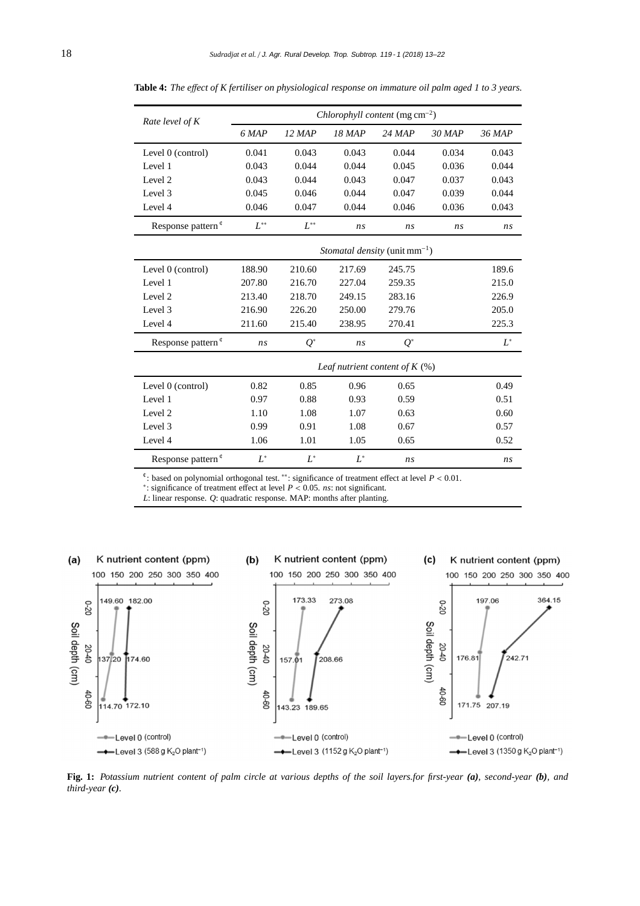**Table 4:** *The effect of K fertiliser on physiological response on immature oil palm aged 1 to 3 years.*

| *Rate level of K* | *Chlorophyll content* ($mg\ cm^{-2}$) | | | | | |
|---|---|---|---|---|---|---|
| | *6 MAP* | *12 MAP* | *18 MAP* | *24 MAP* | *30 MAP* | *36 MAP* |
| Level 0 (control) | 0.041 | 0.043 | 0.043 | 0.044 | 0.034 | 0.043 |
| Level 1 | 0.043 | 0.044 | 0.044 | 0.045 | 0.036 | 0.044 |
| Level 2 | 0.043 | 0.044 | 0.043 | 0.047 | 0.037 | 0.043 |
| Level 3 | 0.045 | 0.046 | 0.044 | 0.047 | 0.039 | 0.044 |
| Level 4 | 0.046 | 0.047 | 0.044 | 0.046 | 0.036 | 0.043 |
| Response pattern [¢] | $L^{**}$ | $L^{**}$ | *ns* | *ns* | *ns* | *ns* |
| | *Stomatal density* ($unit\ mm^{-1}$) | | | | | |
| Level 0 (control) | 188.90 | 210.60 | 217.69 | 245.75 | | 189.6 |
| Level 1 | 207.80 | 216.70 | 227.04 | 259.35 | | 215.0 |
| Level 2 | 213.40 | 218.70 | 249.15 | 283.16 | | 226.9 |
| Level 3 | 216.90 | 226.20 | 250.00 | 279.76 | | 205.0 |
| Level 4 | 211.60 | 215.40 | 238.95 | 270.41 | | 225.3 |
| Response pattern [¢] | *ns* | $Q^{*}$ | *ns* | $Q^{*}$ | | $L^{*}$ |
| | *Leaf nutrient content of K* (%) | | | | | |
| Level 0 (control) | 0.82 | 0.85 | 0.96 | 0.65 | | 0.49 |
| Level 1 | 0.97 | 0.88 | 0.93 | 0.59 | | 0.51 |
| Level 2 | 1.10 | 1.08 | 1.07 | 0.63 | | 0.60 |
| Level 3 | 0.99 | 0.91 | 1.08 | 0.67 | | 0.57 |
| Level 4 | 1.06 | 1.01 | 1.05 | 0.65 | | 0.52 |
| Response pattern [¢] | $L^{*}$ | $L^{*}$ | $L^{*}$ | *ns* | | *ns* |

[¢]: based on polynomial orthogonal test. $^{**}$: significance of treatment effect at level $P < 0.01$.
$^{*}$: significance of treatment effect at level $P < 0.05$. *ns*: not significant.
*L*: linear response. *Q*: quadratic response. MAP: months after planting.

**Fig. 1:** *Potassium nutrient content of palm circle at various depths of the soil layers.for first-year* ***(a)****, second-year* ***(b)****, and third-year* ***(c)****.*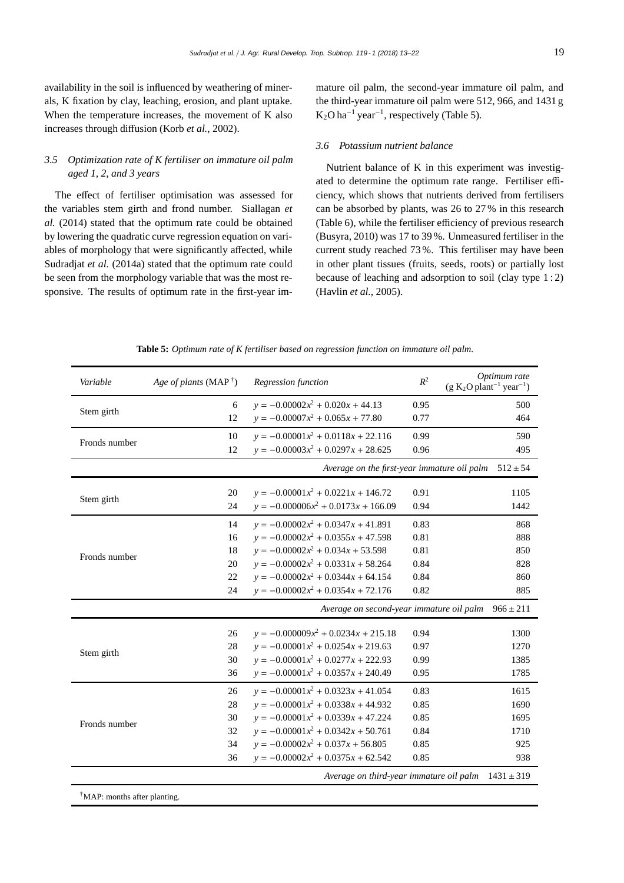availability in the soil is influenced by weathering of minerals, K fixation by clay, leaching, erosion, and plant uptake. When the temperature increases, the movement of K also increases through diffusion (Korb *et al.*, 2002).

### 3.5 Optimization rate of K fertiliser on immature oil palm aged 1, 2, and 3 years

The effect of fertiliser optimisation was assessed for the variables stem girth and frond number. Siallagan *et al.* (2014) stated that the optimum rate could be obtained by lowering the quadratic curve regression equation on variables of morphology that were significantly affected, while Sudradjat *et al.* (2014a) stated that the optimum rate could be seen from the morphology variable that was the most responsive. The results of optimum rate in the first-year immature oil palm, the second-year immature oil palm, and the third-year immature oil palm were 512, 966, and 1431 g $K_2O$ $ha^{-1}$ $year^{-1}$, respectively (Table 5).

### 3.6 Potassium nutrient balance

Nutrient balance of K in this experiment was investigated to determine the optimum rate range. Fertiliser efficiency, which shows that nutrients derived from fertilisers can be absorbed by plants, was 26 to 27 % in this research (Table 6), while the fertiliser efficiency of previous research (Busyra, 2010) was 17 to 39 %. Unmeasured fertiliser in the current study reached 73 %. This fertiliser may have been in other plant tissues (fruits, seeds, roots) or partially lost because of leaching and adsorption to soil (clay type 1 : 2) (Havlin *et al.*, 2005).

**Table 5:** *Optimum rate of K fertiliser based on regression function on immature oil palm.*

| Variable | Age of plants (MAP[†]) | Regression function | $R^2$ | Optimum rate ($g\ K_2O\ plant^{-1}\ year^{-1}$) |
|---|---|---|---|---|
| Stem girth | 6 | $y = -0.00002x^2 + 0.020x + 44.13$ | 0.95 | 500 |
| | 12 | $y = -0.00007x^2 + 0.065x + 77.80$ | 0.77 | 464 |
| Fronds number | 10 | $y = -0.00001x^2 + 0.0118x + 22.116$ | 0.99 | 590 |
| | 12 | $y = -0.00003x^2 + 0.0297x + 28.625$ | 0.96 | 495 |
| | | *Average on the first-year immature oil palm* | | $512 \pm 54$ |
| Stem girth | 20 | $y = -0.00001x^2 + 0.0221x + 146.72$ | 0.91 | 1105 |
| | 24 | $y = -0.000006x^2 + 0.0173x + 166.09$ | 0.94 | 1442 |
| Fronds number | 14 | $y = -0.00002x^2 + 0.0347x + 41.891$ | 0.83 | 868 |
| | 16 | $y = -0.00002x^2 + 0.0355x + 47.598$ | 0.81 | 888 |
| | 18 | $y = -0.00002x^2 + 0.034x + 53.598$ | 0.81 | 850 |
| | 20 | $y = -0.00002x^2 + 0.0331x + 58.264$ | 0.84 | 828 |
| | 22 | $y = -0.00002x^2 + 0.0344x + 64.154$ | 0.84 | 860 |
| | 24 | $y = -0.00002x^2 + 0.0354x + 72.176$ | 0.82 | 885 |
| | | *Average on second-year immature oil palm* | | $966 \pm 211$ |
| Stem girth | 26 | $y = -0.000009x^2 + 0.0234x + 215.18$ | 0.94 | 1300 |
| | 28 | $y = -0.00001x^2 + 0.0254x + 219.63$ | 0.97 | 1270 |
| | 30 | $y = -0.00001x^2 + 0.0277x + 222.93$ | 0.99 | 1385 |
| | 36 | $y = -0.00001x^2 + 0.0357x + 240.49$ | 0.95 | 1785 |
| Fronds number | 26 | $y = -0.00001x^2 + 0.0323x + 41.054$ | 0.83 | 1615 |
| | 28 | $y = -0.00001x^2 + 0.0338x + 44.932$ | 0.85 | 1690 |
| | 30 | $y = -0.00001x^2 + 0.0339x + 47.224$ | 0.85 | 1695 |
| | 32 | $y = -0.00001x^2 + 0.0342x + 50.761$ | 0.84 | 1710 |
| | 34 | $y = -0.00002x^2 + 0.037x + 56.805$ | 0.85 | 925 |
| | 36 | $y = -0.00002x^2 + 0.0375x + 62.542$ | 0.85 | 938 |
| | | *Average on third-year immature oil palm* | | $1431 \pm 319$ |

[†]MAP: months after planting.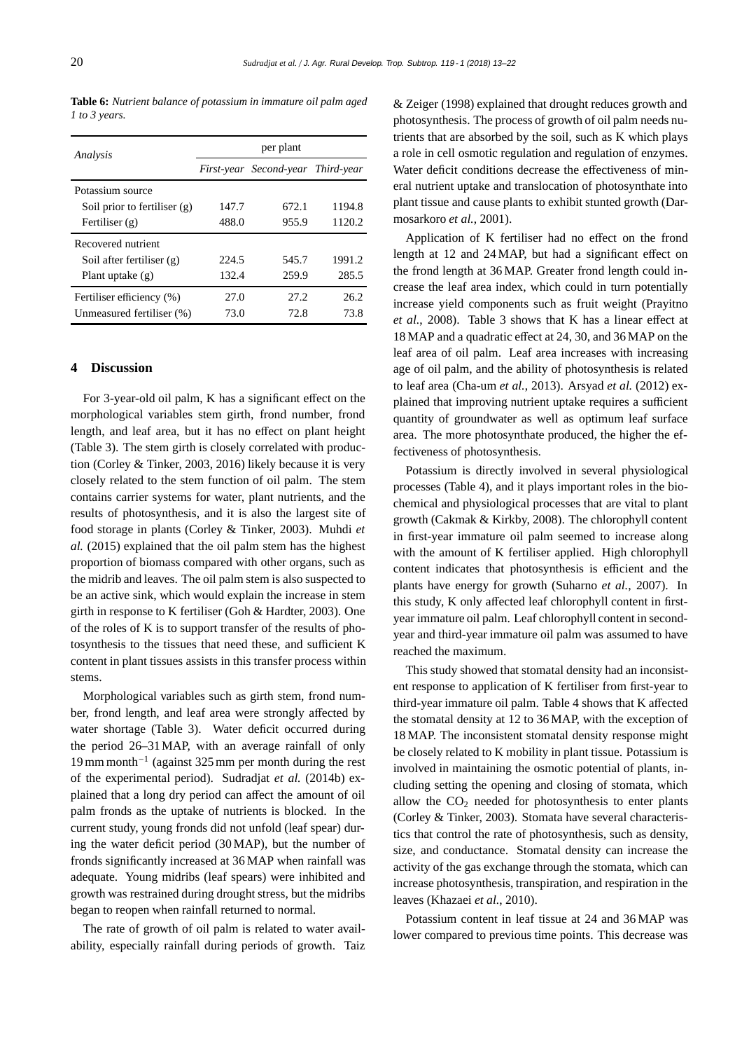**Table 6:** *Nutrient balance of potassium in immature oil palm aged 1 to 3 years.*

| *Analysis* | per plant | | |
|---|---|---|---|
| | *First-year* | *Second-year* | *Third-year* |
| Potassium source | | | |
| Soil prior to fertiliser (g) | 147.7 | 672.1 | 1194.8 |
| Fertiliser (g) | 488.0 | 955.9 | 1120.2 |
| Recovered nutrient | | | |
| Soil after fertiliser (g) | 224.5 | 545.7 | 1991.2 |
| Plant uptake (g) | 132.4 | 259.9 | 285.5 |
| Fertiliser efficiency (%) | 27.0 | 27.2 | 26.2 |
| Unmeasured fertiliser (%) | 73.0 | 72.8 | 73.8 |

## 4 Discussion

For 3-year-old oil palm, K has a significant effect on the morphological variables stem girth, frond number, frond length, and leaf area, but it has no effect on plant height (Table 3). The stem girth is closely correlated with production (Corley & Tinker, 2003, 2016) likely because it is very closely related to the stem function of oil palm. The stem contains carrier systems for water, plant nutrients, and the results of photosynthesis, and it is also the largest site of food storage in plants (Corley & Tinker, 2003). Muhdi *et al.* (2015) explained that the oil palm stem has the highest proportion of biomass compared with other organs, such as the midrib and leaves. The oil palm stem is also suspected to be an active sink, which would explain the increase in stem girth in response to K fertiliser (Goh & Hardter, 2003). One of the roles of K is to support transfer of the results of photosynthesis to the tissues that need these, and sufficient K content in plant tissues assists in this transfer process within stems.

Morphological variables such as girth stem, frond number, frond length, and leaf area were strongly affected by water shortage (Table 3). Water deficit occurred during the period 26–31 MAP, with an average rainfall of only 19 mm month$^{-1}$ (against 325 mm per month during the rest of the experimental period). Sudradjat *et al.* (2014b) explained that a long dry period can affect the amount of oil palm fronds as the uptake of nutrients is blocked. In the current study, young fronds did not unfold (leaf spear) during the water deficit period (30 MAP), but the number of fronds significantly increased at 36 MAP when rainfall was adequate. Young midribs (leaf spears) were inhibited and growth was restrained during drought stress, but the midribs began to reopen when rainfall returned to normal.

The rate of growth of oil palm is related to water availability, especially rainfall during periods of growth. Taiz & Zeiger (1998) explained that drought reduces growth and photosynthesis. The process of growth of oil palm needs nutrients that are absorbed by the soil, such as K which plays a role in cell osmotic regulation and regulation of enzymes. Water deficit conditions decrease the effectiveness of mineral nutrient uptake and translocation of photosynthate into plant tissue and cause plants to exhibit stunted growth (Darmosarkoro *et al.*, 2001).

Application of K fertiliser had no effect on the frond length at 12 and 24 MAP, but had a significant effect on the frond length at 36 MAP. Greater frond length could increase the leaf area index, which could in turn potentially increase yield components such as fruit weight (Prayitno *et al.*, 2008). Table 3 shows that K has a linear effect at 18 MAP and a quadratic effect at 24, 30, and 36 MAP on the leaf area of oil palm. Leaf area increases with increasing age of oil palm, and the ability of photosynthesis is related to leaf area (Cha-um *et al.*, 2013). Arsyad *et al.* (2012) explained that improving nutrient uptake requires a sufficient quantity of groundwater as well as optimum leaf surface area. The more photosynthate produced, the higher the effectiveness of photosynthesis.

Potassium is directly involved in several physiological processes (Table 4), and it plays important roles in the biochemical and physiological processes that are vital to plant growth (Cakmak & Kirkby, 2008). The chlorophyll content in first-year immature oil palm seemed to increase along with the amount of K fertiliser applied. High chlorophyll content indicates that photosynthesis is efficient and the plants have energy for growth (Suharno *et al.*, 2007). In this study, K only affected leaf chlorophyll content in first-year immature oil palm. Leaf chlorophyll content in second-year and third-year immature oil palm was assumed to have reached the maximum.

This study showed that stomatal density had an inconsistent response to application of K fertiliser from first-year to third-year immature oil palm. Table 4 shows that K affected the stomatal density at 12 to 36 MAP, with the exception of 18 MAP. The inconsistent stomatal density response might be closely related to K mobility in plant tissue. Potassium is involved in maintaining the osmotic potential of plants, including setting the opening and closing of stomata, which allow the $CO_2$ needed for photosynthesis to enter plants (Corley & Tinker, 2003). Stomata have several characteristics that control the rate of photosynthesis, such as density, size, and conductance. Stomatal density can increase the activity of the gas exchange through the stomata, which can increase photosynthesis, transpiration, and respiration in the leaves (Khazaei *et al.*, 2010).

Potassium content in leaf tissue at 24 and 36 MAP was lower compared to previous time points. This decrease was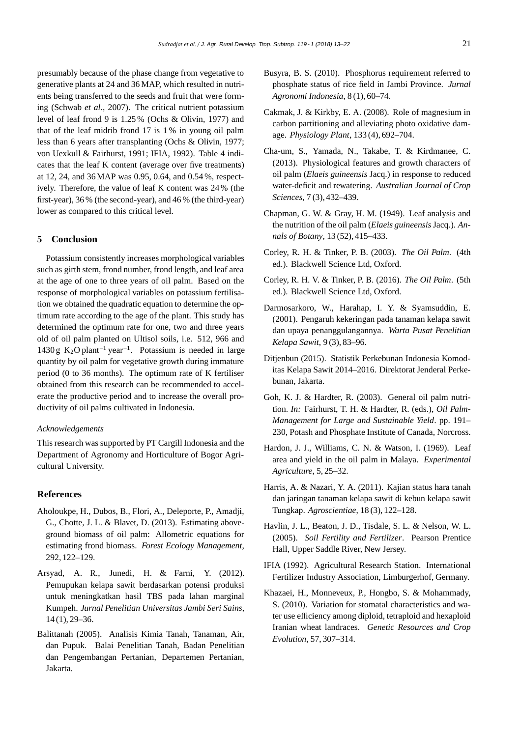presumably because of the phase change from vegetative to generative plants at 24 and 36 MAP, which resulted in nutrients being transferred to the seeds and fruit that were forming (Schwab *et al.*, 2007). The critical nutrient potassium level of leaf frond 9 is 1.25 % (Ochs & Olivin, 1977) and that of the leaf midrib frond 17 is 1 % in young oil palm less than 6 years after transplanting (Ochs & Olivin, 1977; von Uexkull & Fairhurst, 1991; IFIA, 1992). Table 4 indicates that the leaf K content (average over five treatments) at 12, 24, and 36 MAP was 0.95, 0.64, and 0.54 %, respectively. Therefore, the value of leaf K content was 24 % (the first-year), 36 % (the second-year), and 46 % (the third-year) lower as compared to this critical level.

## 5 Conclusion

Potassium consistently increases morphological variables such as girth stem, frond number, frond length, and leaf area at the age of one to three years of oil palm. Based on the response of morphological variables on potassium fertilisation we obtained the quadratic equation to determine the optimum rate according to the age of the plant. This study has determined the optimum rate for one, two and three years old of oil palm planted on Ultisol soils, i.e. 512, 966 and 1430 g $K_2O$ plant$^{-1}$ year$^{-1}$. Potassium is needed in large quantity by oil palm for vegetative growth during immature period (0 to 36 months). The optimum rate of K fertiliser obtained from this research can be recommended to accelerate the productive period and to increase the overall productivity of oil palms cultivated in Indonesia.

*Acknowledgements*

This research was supported by PT Cargill Indonesia and the Department of Agronomy and Horticulture of Bogor Agricultural University.

## References

Aholoukpe, H., Dubos, B., Flori, A., Deleporte, P., Amadji, G., Chotte, J. L. & Blavet, D. (2013). Estimating aboveground biomass of oil palm: Allometric equations for estimating frond biomass. *Forest Ecology Management*, 292, 122–129.

Arsyad, A. R., Junedi, H. & Farni, Y. (2012). Pemupukan kelapa sawit berdasarkan potensi produksi untuk meningkatkan hasil TBS pada lahan marginal Kumpeh. *Jurnal Penelitian Universitas Jambi Seri Sains*, 14 (1), 29–36.

Balittanah (2005). Analisis Kimia Tanah, Tanaman, Air, dan Pupuk. Balai Penelitian Tanah, Badan Penelitian dan Pengembangan Pertanian, Departemen Pertanian, Jakarta.

Busyra, B. S. (2010). Phosphorus requirement referred to phosphate status of rice field in Jambi Province. *Jurnal Agronomi Indonesia*, 8 (1), 60–74.

Cakmak, J. & Kirkby, E. A. (2008). Role of magnesium in carbon partitioning and alleviating photo oxidative damage. *Physiology Plant*, 133 (4), 692–704.

Cha-um, S., Yamada, N., Takabe, T. & Kirdmanee, C. (2013). Physiological features and growth characters of oil palm (*Elaeis guineensis* Jacq.) in response to reduced water-deficit and rewatering. *Australian Journal of Crop Sciences*, 7 (3), 432–439.

Chapman, G. W. & Gray, H. M. (1949). Leaf analysis and the nutrition of the oil palm (*Elaeis guineensis* Jacq.). *Annals of Botany*, 13 (52), 415–433.

Corley, R. H. & Tinker, P. B. (2003). *The Oil Palm*. (4th ed.). Blackwell Science Ltd, Oxford.

Corley, R. H. V. & Tinker, P. B. (2016). *The Oil Palm*. (5th ed.). Blackwell Science Ltd, Oxford.

Darmosarkoro, W., Harahap, I. Y. & Syamsuddin, E. (2001). Pengaruh kekeringan pada tanaman kelapa sawit dan upaya penanggulangannya. *Warta Pusat Penelitian Kelapa Sawit*, 9 (3), 83–96.

Ditjenbun (2015). Statistik Perkebunan Indonesia Komoditas Kelapa Sawit 2014–2016. Direktorat Jenderal Perkebunan, Jakarta.

Goh, K. J. & Hardter, R. (2003). General oil palm nutrition. *In:* Fairhurst, T. H. & Hardter, R. (eds.), *Oil Palm-Management for Large and Sustainable Yield*. pp. 191–230, Potash and Phosphate Institute of Canada, Norcross.

Hardon, J. J., Williams, C. N. & Watson, I. (1969). Leaf area and yield in the oil palm in Malaya. *Experimental Agriculture*, 5, 25–32.

Harris, A. & Nazari, Y. A. (2011). Kajian status hara tanah dan jaringan tanaman kelapa sawit di kebun kelapa sawit Tungkap. *Agroscientiae*, 18 (3), 122–128.

Havlin, J. L., Beaton, J. D., Tisdale, S. L. & Nelson, W. L. (2005). *Soil Fertility and Fertilizer*. Pearson Prentice Hall, Upper Saddle River, New Jersey.

IFIA (1992). Agricultural Research Station. International Fertilizer Industry Association, Limburgerhof, Germany.

Khazaei, H., Monneveux, P., Hongbo, S. & Mohammady, S. (2010). Variation for stomatal characteristics and water use efficiency among diploid, tetraploid and hexaploid Iranian wheat landraces. *Genetic Resources and Crop Evolution*, 57, 307–314.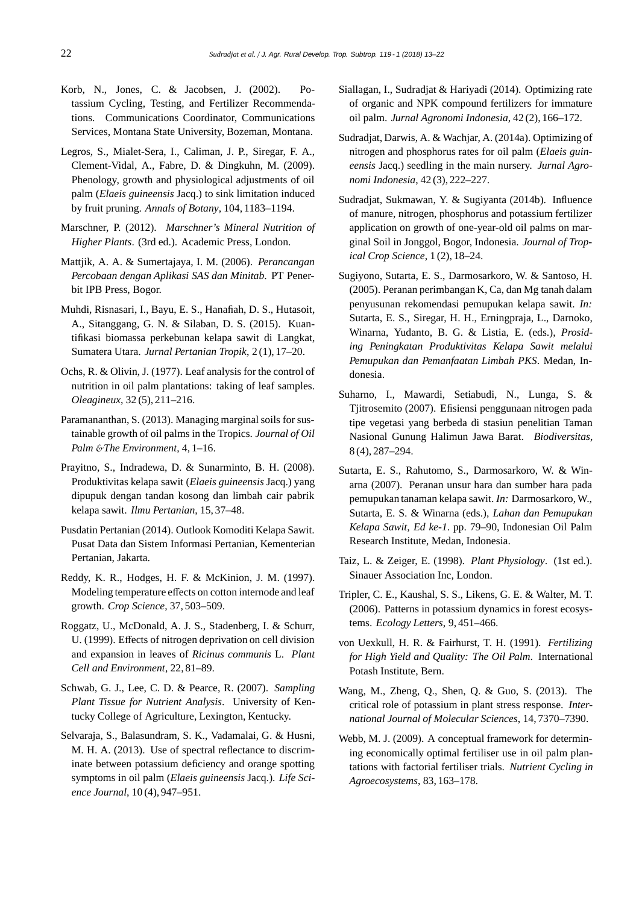Korb, N., Jones, C. & Jacobsen, J. (2002). Potassium Cycling, Testing, and Fertilizer Recommendations. Communications Coordinator, Communications Services, Montana State University, Bozeman, Montana.

Legros, S., Mialet-Sera, I., Caliman, J. P., Siregar, F. A., Clement-Vidal, A., Fabre, D. & Dingkuhn, M. (2009). Phenology, growth and physiological adjustments of oil palm (*Elaeis guineensis* Jacq.) to sink limitation induced by fruit pruning. *Annals of Botany*, 104, 1183–1194.

Marschner, P. (2012). *Marschner's Mineral Nutrition of Higher Plants*. (3rd ed.). Academic Press, London.

Mattjik, A. A. & Sumertajaya, I. M. (2006). *Perancangan Percobaan dengan Aplikasi SAS dan Minitab*. PT Penerbit IPB Press, Bogor.

Muhdi, Risnasari, I., Bayu, E. S., Hanafiah, D. S., Hutasoit, A., Sitanggang, G. N. & Silaban, D. S. (2015). Kuantifikasi biomassa perkebunan kelapa sawit di Langkat, Sumatera Utara. *Jurnal Pertanian Tropik*, 2 (1), 17–20.

Ochs, R. & Olivin, J. (1977). Leaf analysis for the control of nutrition in oil palm plantations: taking of leaf samples. *Oleagineux*, 32 (5), 211–216.

Paramananthan, S. (2013). Managing marginal soils for sustainable growth of oil palms in the Tropics. *Journal of Oil Palm &The Environment*, 4, 1–16.

Prayitno, S., Indradewa, D. & Sunarminto, B. H. (2008). Produktivitas kelapa sawit (*Elaeis guineensis* Jacq.) yang dipupuk dengan tandan kosong dan limbah cair pabrik kelapa sawit. *Ilmu Pertanian*, 15, 37–48.

Pusdatin Pertanian (2014). Outlook Komoditi Kelapa Sawit. Pusat Data dan Sistem Informasi Pertanian, Kementerian Pertanian, Jakarta.

Reddy, K. R., Hodges, H. F. & McKinion, J. M. (1997). Modeling temperature effects on cotton internode and leaf growth. *Crop Science*, 37, 503–509.

Roggatz, U., McDonald, A. J. S., Stadenberg, I. & Schurr, U. (1999). Effects of nitrogen deprivation on cell division and expansion in leaves of *Ricinus communis* L. *Plant Cell and Environment*, 22, 81–89.

Schwab, G. J., Lee, C. D. & Pearce, R. (2007). *Sampling Plant Tissue for Nutrient Analysis*. University of Kentucky College of Agriculture, Lexington, Kentucky.

Selvaraja, S., Balasundram, S. K., Vadamalai, G. & Husni, M. H. A. (2013). Use of spectral reflectance to discriminate between potassium deficiency and orange spotting symptoms in oil palm (*Elaeis guineensis* Jacq.). *Life Science Journal*, 10 (4), 947–951.

Siallagan, I., Sudradjat & Hariyadi (2014). Optimizing rate of organic and NPK compound fertilizers for immature oil palm. *Jurnal Agronomi Indonesia*, 42 (2), 166–172.

Sudradjat, Darwis, A. & Wachjar, A. (2014a). Optimizing of nitrogen and phosphorus rates for oil palm (*Elaeis guineensis* Jacq.) seedling in the main nursery. *Jurnal Agronomi Indonesia*, 42 (3), 222–227.

Sudradjat, Sukmawan, Y. & Sugiyanta (2014b). Influence of manure, nitrogen, phosphorus and potassium fertilizer application on growth of one-year-old oil palms on marginal Soil in Jonggol, Bogor, Indonesia. *Journal of Tropical Crop Science*, 1 (2), 18–24.

Sugiyono, Sutarta, E. S., Darmosarkoro, W. & Santoso, H. (2005). Peranan perimbangan K, Ca, dan Mg tanah dalam penyusunan rekomendasi pemupukan kelapa sawit. *In:* Sutarta, E. S., Siregar, H. H., Erningpraja, L., Darnoko, Winarna, Yudanto, B. G. & Listia, E. (eds.), *Prosiding Peningkatan Produktivitas Kelapa Sawit melalui Pemupukan dan Pemanfaatan Limbah PKS*. Medan, Indonesia.

Suharno, I., Mawardi, Setiabudi, N., Lunga, S. & Tjitrosemito (2007). Efisiensi penggunaan nitrogen pada tipe vegetasi yang berbeda di stasiun penelitian Taman Nasional Gunung Halimun Jawa Barat. *Biodiversitas*, 8 (4), 287–294.

Sutarta, E. S., Rahutomo, S., Darmosarkoro, W. & Winarna (2007). Peranan unsur hara dan sumber hara pada pemupukan tanaman kelapa sawit. *In:* Darmosarkoro, W., Sutarta, E. S. & Winarna (eds.), *Lahan dan Pemupukan Kelapa Sawit, Ed ke-1*. pp. 79–90, Indonesian Oil Palm Research Institute, Medan, Indonesia.

Taiz, L. & Zeiger, E. (1998). *Plant Physiology*. (1st ed.). Sinauer Association Inc, London.

Tripler, C. E., Kaushal, S. S., Likens, G. E. & Walter, M. T. (2006). Patterns in potassium dynamics in forest ecosystems. *Ecology Letters*, 9, 451–466.

von Uexkull, H. R. & Fairhurst, T. H. (1991). *Fertilizing for High Yield and Quality: The Oil Palm*. International Potash Institute, Bern.

Wang, M., Zheng, Q., Shen, Q. & Guo, S. (2013). The critical role of potassium in plant stress response. *International Journal of Molecular Sciences*, 14, 7370–7390.

Webb, M. J. (2009). A conceptual framework for determining economically optimal fertiliser use in oil palm plantations with factorial fertiliser trials. *Nutrient Cycling in Agroecosystems*, 83, 163–178.